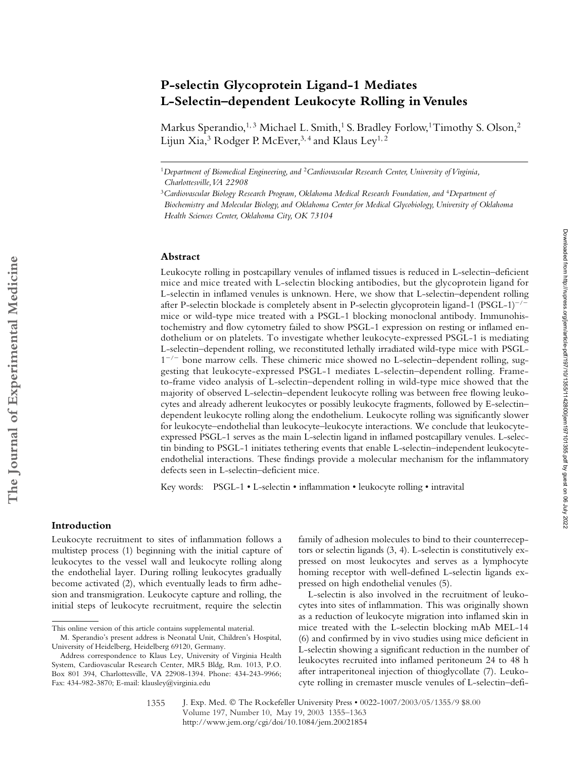# P-selectin Glycoprotein Ligand-1 Mediates L-Selectin–dependent Leukocyte Rolling in Venules

Markus Sperandio,[1,3] Michael L. Smith,[1] S. Bradley Forlow,[1] Timothy S. Olson,[2] Lijun Xia,[3] Rodger P. McEver,[3,4] and Klaus Ley[1,2]

[1] *Department of Biomedical Engineering, and* [2] *Cardiovascular Research Center, University of Virginia, Charlottesville, VA 22908*

[3] *Cardiovascular Biology Research Program, Oklahoma Medical Research Foundation, and* [4] *Department of Biochemistry and Molecular Biology, and Oklahoma Center for Medical Glycobiology, University of Oklahoma Health Sciences Center, Oklahoma City, OK 73104*

## Abstract

Leukocyte rolling in postcapillary venules of inflamed tissues is reduced in L-selectin–deficient mice and mice treated with L-selectin blocking antibodies, but the glycoprotein ligand for L-selectin in inflamed venules is unknown. Here, we show that L-selectin–dependent rolling after P-selectin blockade is completely absent in P-selectin glycoprotein ligand-1 (PSGL-1)$^{-/-}$ mice or wild-type mice treated with a PSGL-1 blocking monoclonal antibody. Immunohistochemistry and flow cytometry failed to show PSGL-1 expression on resting or inflamed endothelium or on platelets. To investigate whether leukocyte-expressed PSGL-1 is mediating L-selectin–dependent rolling, we reconstituted lethally irradiated wild-type mice with PSGL-1$^{-/-}$ bone marrow cells. These chimeric mice showed no L-selectin–dependent rolling, suggesting that leukocyte-expressed PSGL-1 mediates L-selectin–dependent rolling. Frame-to-frame video analysis of L-selectin–dependent rolling in wild-type mice showed that the majority of observed L-selectin–dependent leukocyte rolling was between free flowing leukocytes and already adherent leukocytes or possibly leukocyte fragments, followed by E-selectin–dependent leukocyte rolling along the endothelium. Leukocyte rolling was significantly slower for leukocyte–endothelial than leukocyte–leukocyte interactions. We conclude that leukocyte-expressed PSGL-1 serves as the main L-selectin ligand in inflamed postcapillary venules. L-selectin binding to PSGL-1 initiates tethering events that enable L-selectin–independent leukocyte-endothelial interactions. These findings provide a molecular mechanism for the inflammatory defects seen in L-selectin–deficient mice.

Key words: PSGL-1 • L-selectin • inflammation • leukocyte rolling • intravital

## Introduction

Leukocyte recruitment to sites of inflammation follows a multistep process (1) beginning with the initial capture of leukocytes to the vessel wall and leukocyte rolling along the endothelial layer. During rolling leukocytes gradually become activated (2), which eventually leads to firm adhesion and transmigration. Leukocyte capture and rolling, the initial steps of leukocyte recruitment, require the selectin family of adhesion molecules to bind to their counterreceptors or selectin ligands (3, 4). L-selectin is constitutively expressed on most leukocytes and serves as a lymphocyte homing receptor with well-defined L-selectin ligands expressed on high endothelial venules (5).

L-selectin is also involved in the recruitment of leukocytes into sites of inflammation. This was originally shown as a reduction of leukocyte migration into inflamed skin in mice treated with the L-selectin blocking mAb MEL-14 (6) and confirmed by in vivo studies using mice deficient in L-selectin showing a significant reduction in the number of leukocytes recruited into inflamed peritoneum 24 to 48 h after intraperitoneal injection of thioglycollate (7). Leukocyte rolling in cremaster muscle venules of L-selectin–defi-

---

This online version of this article contains supplemental material.

M. Sperandio's present address is Neonatal Unit, Children's Hospital, University of Heidelberg, Heidelberg 69120, Germany.

Address correspondence to Klaus Ley, University of Virginia Health System, Cardiovascular Research Center, MR5 Bldg, Rm. 1013, P.O. Box 801 394, Charlottesville, VA 22908-1394. Phone: 434-243-9966; Fax: 434-982-3870; E-mail: klausley@virginia.edu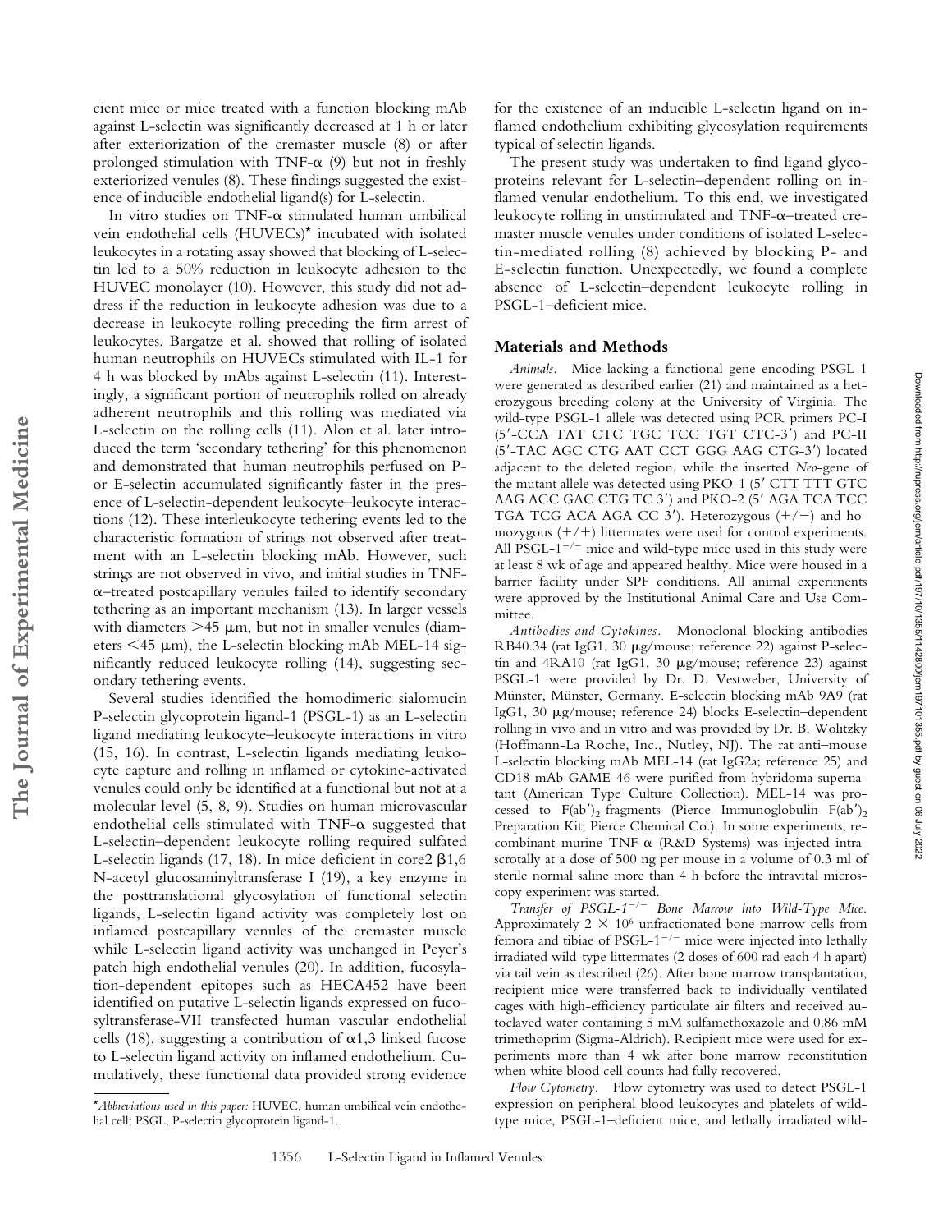cient mice or mice treated with a function blocking mAb against L-selectin was significantly decreased at 1 h or later after exteriorization of the cremaster muscle (8) or after prolonged stimulation with TNF-α (9) but not in freshly exteriorized venules (8). These findings suggested the existence of inducible endothelial ligand(s) for L-selectin.

In vitro studies on TNF-α stimulated human umbilical vein endothelial cells (HUVECs)* incubated with isolated leukocytes in a rotating assay showed that blocking of L-selectin led to a 50% reduction in leukocyte adhesion to the HUVEC monolayer (10). However, this study did not address if the reduction in leukocyte adhesion was due to a decrease in leukocyte rolling preceding the firm arrest of leukocytes. Bargatze et al. showed that rolling of isolated human neutrophils on HUVECs stimulated with IL-1 for 4 h was blocked by mAbs against L-selectin (11). Interestingly, a significant portion of neutrophils rolled on already adherent neutrophils and this rolling was mediated via L-selectin on the rolling cells (11). Alon et al. later introduced the term 'secondary tethering' for this phenomenon and demonstrated that human neutrophils perfused on P- or E-selectin accumulated significantly faster in the presence of L-selectin-dependent leukocyte–leukocyte interactions (12). These interleukocyte tethering events led to the characteristic formation of strings not observed after treatment with an L-selectin blocking mAb. However, such strings are not observed in vivo, and initial studies in TNF-α–treated postcapillary venules failed to identify secondary tethering as an important mechanism (13). In larger vessels with diameters >45 μm, but not in smaller venules (diameters <45 μm), the L-selectin blocking mAb MEL-14 significantly reduced leukocyte rolling (14), suggesting secondary tethering events.

Several studies identified the homodimeric sialomucin P-selectin glycoprotein ligand-1 (PSGL-1) as an L-selectin ligand mediating leukocyte–leukocyte interactions in vitro (15, 16). In contrast, L-selectin ligands mediating leukocyte capture and rolling in inflamed or cytokine-activated venules could only be identified at a functional but not at a molecular level (5, 8, 9). Studies on human microvascular endothelial cells stimulated with TNF-α suggested that L-selectin–dependent leukocyte rolling required sulfated L-selectin ligands (17, 18). In mice deficient in core2 β1,6 N-acetyl glucosaminyltransferase I (19), a key enzyme in the posttranslational glycosylation of functional selectin ligands, L-selectin ligand activity was completely lost on inflamed postcapillary venules of the cremaster muscle while L-selectin ligand activity was unchanged in Peyer's patch high endothelial venules (20). In addition, fucosylation-dependent epitopes such as HECA452 have been identified on putative L-selectin ligands expressed on fucosyltransferase-VII transfected human vascular endothelial cells (18), suggesting a contribution of α1,3 linked fucose to L-selectin ligand activity on inflamed endothelium. Cumulatively, these functional data provided strong evidence for the existence of an inducible L-selectin ligand on inflamed endothelium exhibiting glycosylation requirements typical of selectin ligands.

The present study was undertaken to find ligand glycoproteins relevant for L-selectin–dependent rolling on inflamed venular endothelium. To this end, we investigated leukocyte rolling in unstimulated and TNF-α–treated cremaster muscle venules under conditions of isolated L-selectin-mediated rolling (8) achieved by blocking P- and E-selectin function. Unexpectedly, we found a complete absence of L-selectin–dependent leukocyte rolling in PSGL-1–deficient mice.

*Abbreviations used in this paper: HUVEC, human umbilical vein endothelial cell; PSGL, P-selectin glycoprotein ligand-1.

## Materials and Methods

*Animals.* Mice lacking a functional gene encoding PSGL-1 were generated as described earlier (21) and maintained as a heterozygous breeding colony at the University of Virginia. The wild-type PSGL-1 allele was detected using PCR primers PC-I (5′-CCA TAT CTC TGC TCC TGT CTC-3′) and PC-II (5′-TAC AGC CTG AAT CCT GGG AAG CTG-3′) located adjacent to the deleted region, while the inserted *Neo*-gene of the mutant allele was detected using PKO-1 (5′ CTT TTT GTC AAG ACC GAC CTG TC 3′) and PKO-2 (5′ AGA TCA TCC TGA TCG ACA AGA CC 3′). Heterozygous (+/−) and homozygous (+/+) littermates were used for control experiments. All PSGL-1$^{-/-}$ mice and wild-type mice used in this study were at least 8 wk of age and appeared healthy. Mice were housed in a barrier facility under SPF conditions. All animal experiments were approved by the Institutional Animal Care and Use Committee.

*Antibodies and Cytokines.* Monoclonal blocking antibodies RB40.34 (rat IgG1, 30 μg/mouse; reference 22) against P-selectin and 4RA10 (rat IgG1, 30 μg/mouse; reference 23) against PSGL-1 were provided by Dr. D. Vestweber, University of Münster, Münster, Germany. E-selectin blocking mAb 9A9 (rat IgG1, 30 μg/mouse; reference 24) blocks E-selectin–dependent rolling in vivo and in vitro and was provided by Dr. B. Wolitzky (Hoffmann-La Roche, Inc., Nutley, NJ). The rat anti–mouse L-selectin blocking mAb MEL-14 (rat IgG2a; reference 25) and CD18 mAb GAME-46 were purified from hybridoma supernatant (American Type Culture Collection). MEL-14 was processed to F(ab′)$_2$-fragments (Pierce Immunoglobulin F(ab′)$_2$ Preparation Kit; Pierce Chemical Co.). In some experiments, recombinant murine TNF-α (R&D Systems) was injected intrascrotally at a dose of 500 ng per mouse in a volume of 0.3 ml of sterile normal saline more than 4 h before the intravital microscopy experiment was started.

*Transfer of PSGL-1$^{-/-}$ Bone Marrow into Wild-Type Mice.* Approximately $2 \times 10^6$ unfractionated bone marrow cells from femora and tibiae of PSGL-1$^{-/-}$ mice were injected into lethally irradiated wild-type littermates (2 doses of 600 rad each 4 h apart) via tail vein as described (26). After bone marrow transplantation, recipient mice were transferred back to individually ventilated cages with high-efficiency particulate air filters and received autoclaved water containing 5 mM sulfamethoxazole and 0.86 mM trimethoprim (Sigma-Aldrich). Recipient mice were used for experiments more than 4 wk after bone marrow reconstitution when white blood cell counts had fully recovered.

*Flow Cytometry.* Flow cytometry was used to detect PSGL-1 expression on peripheral blood leukocytes and platelets of wild-type mice, PSGL-1–deficient mice, and lethally irradiated wild-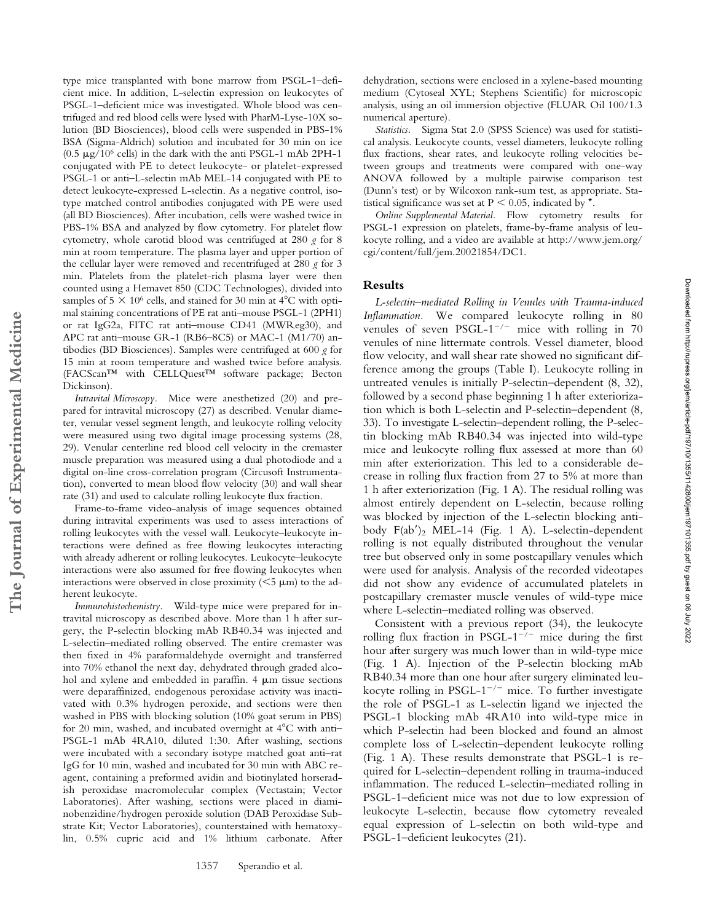type mice transplanted with bone marrow from PSGL-1–deficient mice. In addition, L-selectin expression on leukocytes of PSGL-1–deficient mice was investigated. Whole blood was centrifuged and red blood cells were lysed with PharM-Lyse-10X solution (BD Biosciences), blood cells were suspended in PBS-1% BSA (Sigma-Aldrich) solution and incubated for 30 min on ice (0.5 $\mu$g/$10^6$ cells) in the dark with the anti PSGL-1 mAb 2PH-1 conjugated with PE to detect leukocyte- or platelet-expressed PSGL-1 or anti–L-selectin mAb MEL-14 conjugated with PE to detect leukocyte-expressed L-selectin. As a negative control, isotype matched control antibodies conjugated with PE were used (all BD Biosciences). After incubation, cells were washed twice in PBS-1% BSA and analyzed by flow cytometry. For platelet flow cytometry, whole carotid blood was centrifuged at 280 *g* for 8 min at room temperature. The plasma layer and upper portion of the cellular layer were removed and recentrifuged at 280 *g* for 3 min. Platelets from the platelet-rich plasma layer were then counted using a Hemavet 850 (CDC Technologies), divided into samples of $5 \times 10^6$ cells, and stained for 30 min at 4°C with optimal staining concentrations of PE rat anti–mouse PSGL-1 (2PH1) or rat IgG2a, FITC rat anti–mouse CD41 (MWReg30), and APC rat anti–mouse GR-1 (RB6–8C5) or MAC-1 (M1/70) antibodies (BD Biosciences). Samples were centrifuged at 600 *g* for 15 min at room temperature and washed twice before analysis. (FACScan™ with CELLQuest™ software package; Becton Dickinson).

*Intravital Microscopy.* Mice were anesthetized (20) and prepared for intravital microscopy (27) as described. Venular diameter, venular vessel segment length, and leukocyte rolling velocity were measured using two digital image processing systems (28, 29). Venular centerline red blood cell velocity in the cremaster muscle preparation was measured using a dual photodiode and a digital on-line cross-correlation program (Circusoft Instrumentation), converted to mean blood flow velocity (30) and wall shear rate (31) and used to calculate rolling leukocyte flux fraction.

Frame-to-frame video-analysis of image sequences obtained during intravital experiments was used to assess interactions of rolling leukocytes with the vessel wall. Leukocyte–leukocyte interactions were defined as free flowing leukocytes interacting with already adherent or rolling leukocytes. Leukocyte–leukocyte interactions were also assumed for free flowing leukocytes when interactions were observed in close proximity (<5 $\mu$m) to the adherent leukocyte.

*Immunohistochemistry.* Wild-type mice were prepared for intravital microscopy as described above. More than 1 h after surgery, the P-selectin blocking mAb RB40.34 was injected and L-selectin–mediated rolling observed. The entire cremaster was then fixed in 4% paraformaldehyde overnight and transferred into 70% ethanol the next day, dehydrated through graded alcohol and xylene and embedded in paraffin. 4 $\mu$m tissue sections were deparaffinized, endogenous peroxidase activity was inactivated with 0.3% hydrogen peroxide, and sections were then washed in PBS with blocking solution (10% goat serum in PBS) for 20 min, washed, and incubated overnight at 4°C with anti–PSGL-1 mAb 4RA10, diluted 1:30. After washing, sections were incubated with a secondary isotype matched goat anti–rat IgG for 10 min, washed and incubated for 30 min with ABC reagent, containing a preformed avidin and biotinylated horseradish peroxidase macromolecular complex (Vectastain; Vector Laboratories). After washing, sections were placed in diaminobenzidine/hydrogen peroxide solution (DAB Peroxidase Substrate Kit; Vector Laboratories), counterstained with hematoxylin, 0.5% cupric acid and 1% lithium carbonate. After dehydration, sections were enclosed in a xylene-based mounting medium (Cytoseal XYL; Stephens Scientific) for microscopic analysis, using an oil immersion objective (FLUAR Oil 100/1.3 numerical aperture).

*Statistics.* Sigma Stat 2.0 (SPSS Science) was used for statistical analysis. Leukocyte counts, vessel diameters, leukocyte rolling flux fractions, shear rates, and leukocyte rolling velocities between groups and treatments were compared with one-way ANOVA followed by a multiple pairwise comparison test (Dunn's test) or by Wilcoxon rank-sum test, as appropriate. Statistical significance was set at $P < 0.05$, indicated by *.

*Online Supplemental Material.* Flow cytometry results for PSGL-1 expression on platelets, frame-by-frame analysis of leukocyte rolling, and a video are available at http://www.jem.org/cgi/content/full/jem.20021854/DC1.

## Results

*L-selectin–mediated Rolling in Venules with Trauma-induced Inflammation.* We compared leukocyte rolling in 80 venules of seven PSGL-$1^{-/-}$ mice with rolling in 70 venules of nine littermate controls. Vessel diameter, blood flow velocity, and wall shear rate showed no significant difference among the groups (Table I). Leukocyte rolling in untreated venules is initially P-selectin–dependent (8, 32), followed by a second phase beginning 1 h after exteriorization which is both L-selectin and P-selectin–dependent (8, 33). To investigate L-selectin–dependent rolling, the P-selectin blocking mAb RB40.34 was injected into wild-type mice and leukocyte rolling flux assessed at more than 60 min after exteriorization. This led to a considerable decrease in rolling flux fraction from 27 to 5% at more than 1 h after exteriorization (Fig. 1 A). The residual rolling was almost entirely dependent on L-selectin, because rolling was blocked by injection of the L-selectin blocking antibody $F(ab')_2$ MEL-14 (Fig. 1 A). L-selectin-dependent rolling is not equally distributed throughout the venular tree but observed only in some postcapillary venules which were used for analysis. Analysis of the recorded videotapes did not show any evidence of accumulated platelets in postcapillary cremaster muscle venules of wild-type mice where L-selectin–mediated rolling was observed.

Consistent with a previous report (34), the leukocyte rolling flux fraction in PSGL-$1^{-/-}$ mice during the first hour after surgery was much lower than in wild-type mice (Fig. 1 A). Injection of the P-selectin blocking mAb RB40.34 more than one hour after surgery eliminated leukocyte rolling in PSGL-$1^{-/-}$ mice. To further investigate the role of PSGL-1 as L-selectin ligand we injected the PSGL-1 blocking mAb 4RA10 into wild-type mice in which P-selectin had been blocked and found an almost complete loss of L-selectin–dependent leukocyte rolling (Fig. 1 A). These results demonstrate that PSGL-1 is required for L-selectin–dependent rolling in trauma-induced inflammation. The reduced L-selectin–mediated rolling in PSGL-1–deficient mice was not due to low expression of leukocyte L-selectin, because flow cytometry revealed equal expression of L-selectin on both wild-type and PSGL-1–deficient leukocytes (21).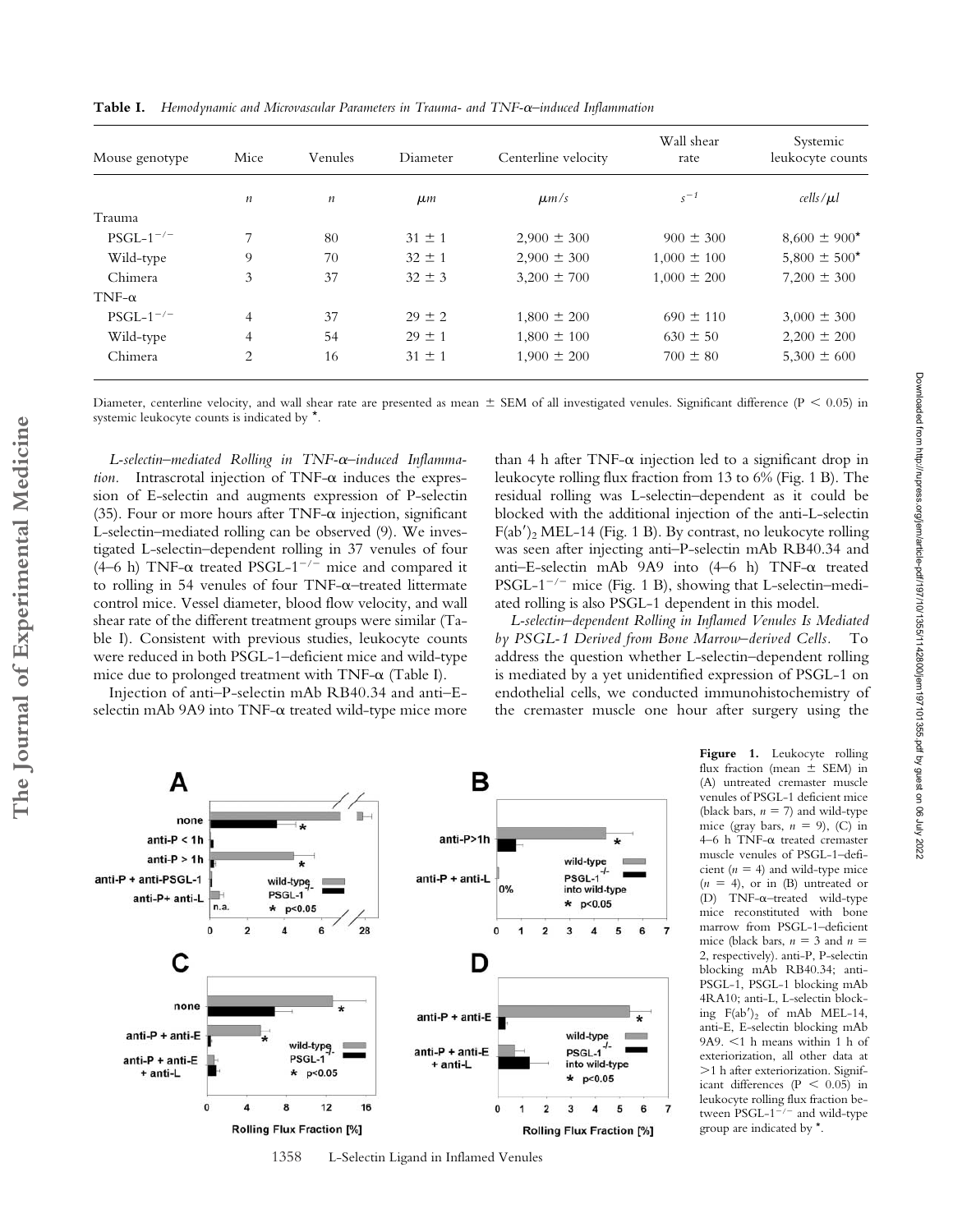**Table I.** *Hemodynamic and Microvascular Parameters in Trauma- and TNF-α–induced Inflammation*

| Mouse genotype | Mice | Venules | Diameter | Centerline velocity | Wall shear rate | Systemic leukocyte counts |
|---|---|---|---|---|---|---|
| | *n* | *n* | $\mu m$ | $\mu m/s$ | $s^{-1}$ | $cells/\mu l$ |
| Trauma | | | | | | |
| $PSGL\text{-}1^{-/-}$ | 7 | 80 | 31 ± 1 | 2,900 ± 300 | 900 ± 300 | 8,600 ± 900* |
| Wild-type | 9 | 70 | 32 ± 1 | 2,900 ± 300 | 1,000 ± 100 | 5,800 ± 500* |
| Chimera | 3 | 37 | 32 ± 3 | 3,200 ± 700 | 1,000 ± 200 | 7,200 ± 300 |
| TNF-α | | | | | | |
| $PSGL\text{-}1^{-/-}$ | 4 | 37 | 29 ± 2 | 1,800 ± 200 | 690 ± 110 | 3,000 ± 300 |
| Wild-type | 4 | 54 | 29 ± 1 | 1,800 ± 100 | 630 ± 50 | 2,200 ± 200 |
| Chimera | 2 | 16 | 31 ± 1 | 1,900 ± 200 | 700 ± 80 | 5,300 ± 600 |

Diameter, centerline velocity, and wall shear rate are presented as mean ± SEM of all investigated venules. Significant difference ($P < 0.05$) in systemic leukocyte counts is indicated by *.

*L-selectin–mediated Rolling in TNF-α–induced Inflammation.* Intrascrotal injection of TNF-α induces the expression of E-selectin and augments expression of P-selectin (35). Four or more hours after TNF-α injection, significant L-selectin–mediated rolling can be observed (9). We investigated L-selectin–dependent rolling in 37 venules of four (4–6 h) TNF-α treated $PSGL\text{-}1^{-/-}$ mice and compared it to rolling in 54 venules of four TNF-α–treated littermate control mice. Vessel diameter, blood flow velocity, and wall shear rate of the different treatment groups were similar (Table I). Consistent with previous studies, leukocyte counts were reduced in both PSGL-1–deficient mice and wild-type mice due to prolonged treatment with TNF-α (Table I).

Injection of anti–P-selectin mAb RB40.34 and anti–E-selectin mAb 9A9 into TNF-α treated wild-type mice more than 4 h after TNF-α injection led to a significant drop in leukocyte rolling flux fraction from 13 to 6% (Fig. 1 B). The residual rolling was L-selectin–dependent as it could be blocked with the additional injection of the anti-L-selectin $F(ab')_2$ MEL-14 (Fig. 1 B). By contrast, no leukocyte rolling was seen after injecting anti–P-selectin mAb RB40.34 and anti–E-selectin mAb 9A9 into (4–6 h) TNF-α treated $PSGL\text{-}1^{-/-}$ mice (Fig. 1 B), showing that L-selectin–mediated rolling is also PSGL-1 dependent in this model.

*L-selectin–dependent Rolling in Inflamed Venules Is Mediated by PSGL-1 Derived from Bone Marrow–derived Cells.* To address the question whether L-selectin–dependent rolling is mediated by a yet unidentified expression of PSGL-1 on endothelial cells, we conducted immunohistochemistry of the cremaster muscle one hour after surgery using the

**Figure 1.** Leukocyte rolling flux fraction (mean ± SEM) in (A) untreated cremaster muscle venules of PSGL-1 deficient mice (black bars, $n = 7$) and wild-type mice (gray bars, $n = 9$), (C) in 4–6 h TNF-α treated cremaster muscle venules of PSGL-1–deficient ($n = 4$) and wild-type mice ($n = 4$), or in (B) untreated or (D) TNF-α–treated wild-type mice reconstituted with bone marrow from PSGL-1–deficient mice (black bars, $n = 3$ and $n = 2$, respectively). anti-P, P-selectin blocking mAb RB40.34; anti-PSGL-1, PSGL-1 blocking mAb 4RA10; anti-L, L-selectin blocking $F(ab')_2$ of mAb MEL-14, anti-E, E-selectin blocking mAb 9A9. <1 h means within 1 h of exteriorization, all other data at >1 h after exteriorization. Significant differences ($P < 0.05$) in leukocyte rolling flux fraction between $PSGL\text{-}1^{-/-}$ and wild-type group are indicated by *.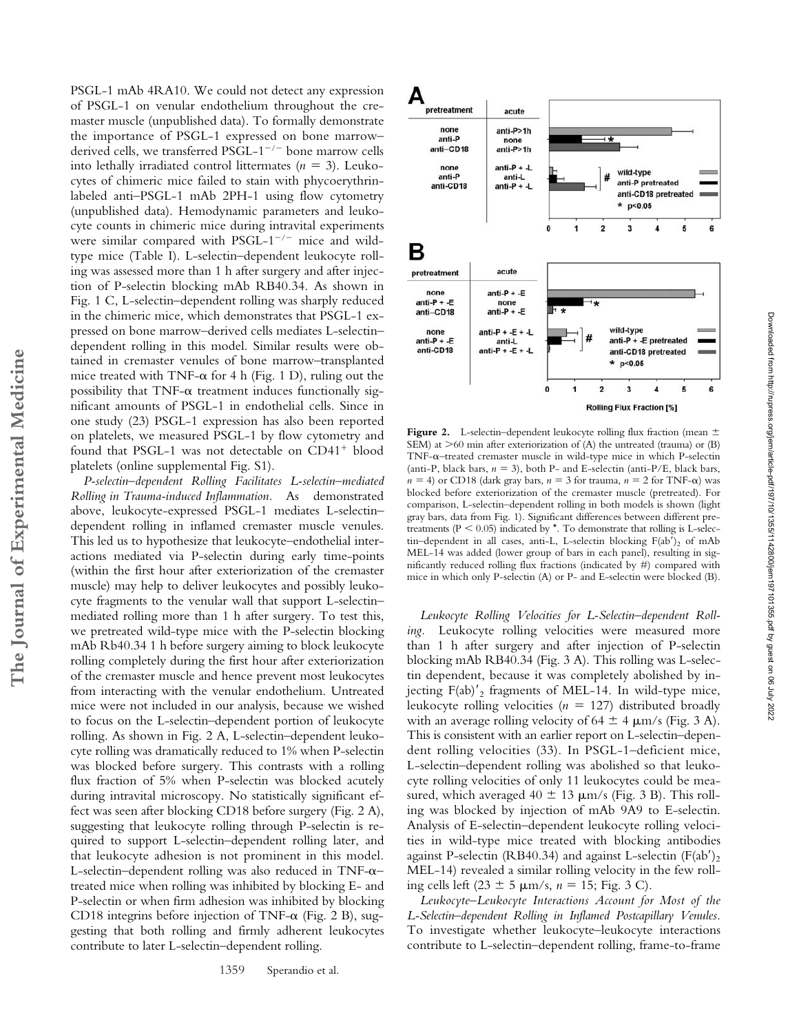PSGL-1 mAb 4RA10. We could not detect any expression of PSGL-1 on venular endothelium throughout the cremaster muscle (unpublished data). To formally demonstrate the importance of PSGL-1 expressed on bone marrow–derived cells, we transferred PSGL-$1^{-/-}$ bone marrow cells into lethally irradiated control littermates ($n = 3$). Leukocytes of chimeric mice failed to stain with phycoerythrin-labeled anti–PSGL-1 mAb 2PH-1 using flow cytometry (unpublished data). Hemodynamic parameters and leukocyte counts in chimeric mice during intravital experiments were similar compared with PSGL-$1^{-/-}$ mice and wild-type mice (Table I). L-selectin–dependent leukocyte rolling was assessed more than 1 h after surgery and after injection of P-selectin blocking mAb RB40.34. As shown in Fig. 1 C, L-selectin–dependent rolling was sharply reduced in the chimeric mice, which demonstrates that PSGL-1 expressed on bone marrow–derived cells mediates L-selectin–dependent rolling in this model. Similar results were obtained in cremaster venules of bone marrow–transplanted mice treated with TNF-α for 4 h (Fig. 1 D), ruling out the possibility that TNF-α treatment induces functionally significant amounts of PSGL-1 in endothelial cells. Since in one study (23) PSGL-1 expression has also been reported on platelets, we measured PSGL-1 by flow cytometry and found that PSGL-1 was not detectable on $CD41^{+}$ blood platelets (online supplemental Fig. S1).

*P-selectin–dependent Rolling Facilitates L-selectin–mediated Rolling in Trauma-induced Inflammation.* As demonstrated above, leukocyte-expressed PSGL-1 mediates L-selectin–dependent rolling in inflamed cremaster muscle venules. This led us to hypothesize that leukocyte–endothelial interactions mediated via P-selectin during early time-points (within the first hour after exteriorization of the cremaster muscle) may help to deliver leukocytes and possibly leukocyte fragments to the venular wall that support L-selectin–mediated rolling more than 1 h after surgery. To test this, we pretreated wild-type mice with the P-selectin blocking mAb Rb40.34 1 h before surgery aiming to block leukocyte rolling completely during the first hour after exteriorization of the cremaster muscle and hence prevent most leukocytes from interacting with the venular endothelium. Untreated mice were not included in our analysis, because we wished to focus on the L-selectin–dependent portion of leukocyte rolling. As shown in Fig. 2 A, L-selectin–dependent leukocyte rolling was dramatically reduced to 1% when P-selectin was blocked before surgery. This contrasts with a rolling flux fraction of 5% when P-selectin was blocked acutely during intravital microscopy. No statistically significant effect was seen after blocking CD18 before surgery (Fig. 2 A), suggesting that leukocyte rolling through P-selectin is required to support L-selectin–dependent rolling later, and that leukocyte adhesion is not prominent in this model. L-selectin–dependent rolling was also reduced in TNF-α–treated mice when rolling was inhibited by blocking E- and P-selectin or when firm adhesion was inhibited by blocking CD18 integrins before injection of TNF-α (Fig. 2 B), suggesting that both rolling and firmly adherent leukocytes contribute to later L-selectin–dependent rolling.

**Figure 2.** L-selectin–dependent leukocyte rolling flux fraction (mean ± SEM) at >60 min after exteriorization of (A) the untreated (trauma) or (B) TNF-α–treated cremaster muscle in wild-type mice in which P-selectin (anti-P, black bars, $n = 3$), both P- and E-selectin (anti-P/E, black bars, $n = 4$) or CD18 (dark gray bars, $n = 3$ for trauma, $n = 2$ for TNF-α) was blocked before exteriorization of the cremaster muscle (pretreated). For comparison, L-selectin–dependent rolling in both models is shown (light gray bars, data from Fig. 1). Significant differences between different pretreatments ($P < 0.05$) indicated by *. To demonstrate that rolling is L-selectin–dependent in all cases, anti-L, L-selectin blocking $F(ab')_2$ of mAb MEL-14 was added (lower group of bars in each panel), resulting in significantly reduced rolling flux fractions (indicated by #) compared with mice in which only P-selectin (A) or P- and E-selectin were blocked (B).

*Leukocyte Rolling Velocities for L-Selectin–dependent Rolling.* Leukocyte rolling velocities were measured more than 1 h after surgery and after injection of P-selectin blocking mAb RB40.34 (Fig. 3 A). This rolling was L-selectin dependent, because it was completely abolished by injecting $F(ab')_2$ fragments of MEL-14. In wild-type mice, leukocyte rolling velocities ($n = 127$) distributed broadly with an average rolling velocity of 64 ± 4 μm/s (Fig. 3 A). This is consistent with an earlier report on L-selectin–dependent rolling velocities (33). In PSGL-1–deficient mice, L-selectin–dependent rolling was abolished so that leukocyte rolling velocities of only 11 leukocytes could be measured, which averaged 40 ± 13 μm/s (Fig. 3 B). This rolling was blocked by injection of mAb 9A9 to E-selectin. Analysis of E-selectin–dependent leukocyte rolling velocities in wild-type mice treated with blocking antibodies against P-selectin (RB40.34) and against L-selectin ($F(ab')_2$ MEL-14) revealed a similar rolling velocity in the few rolling cells left (23 ± 5 μm/s, $n = 15$; Fig. 3 C).

*Leukocyte–Leukocyte Interactions Account for Most of the L-Selectin–dependent Rolling in Inflamed Postcapillary Venules.* To investigate whether leukocyte–leukocyte interactions contribute to L-selectin–dependent rolling, frame-to-frame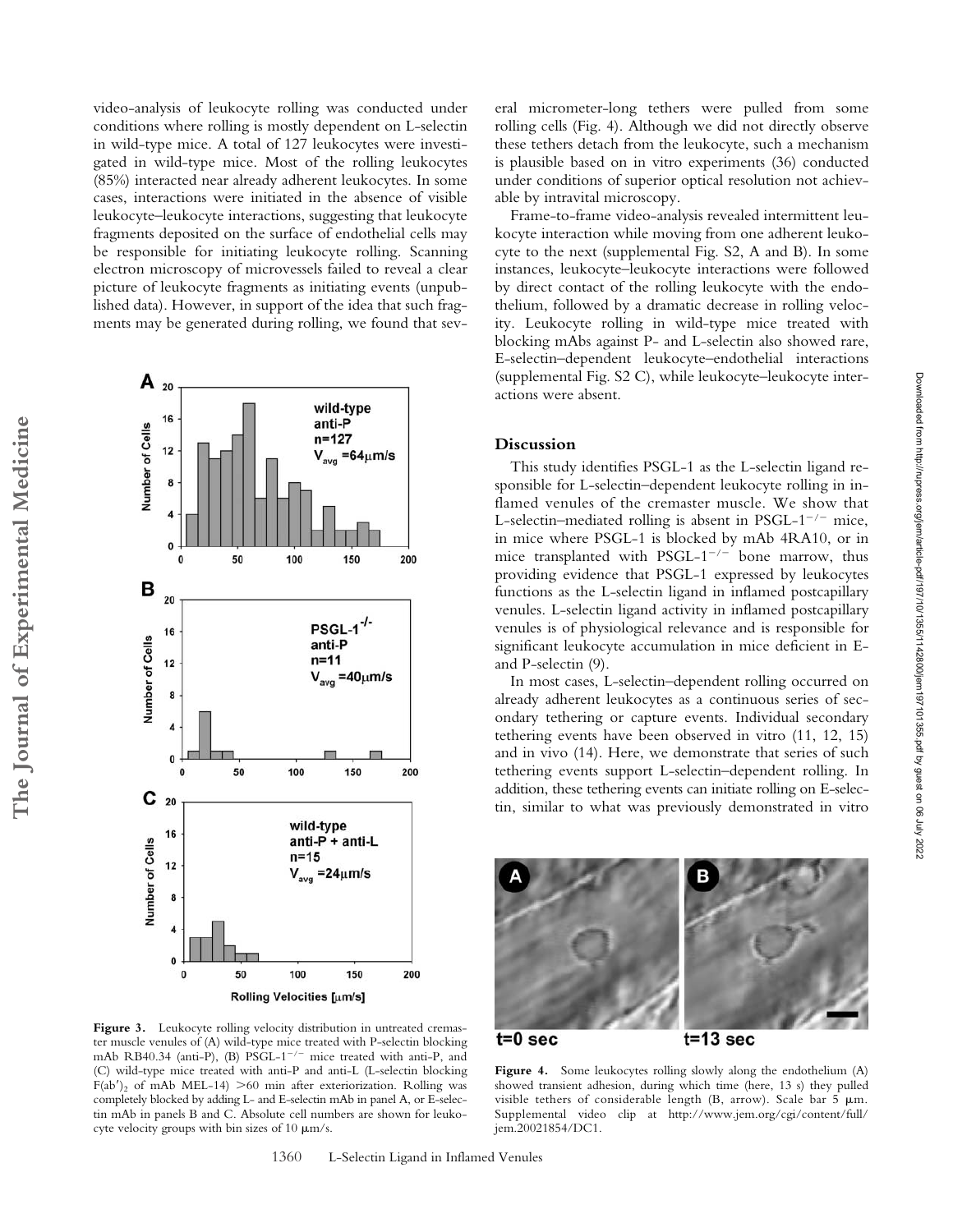video-analysis of leukocyte rolling was conducted under conditions where rolling is mostly dependent on L-selectin in wild-type mice. A total of 127 leukocytes were investigated in wild-type mice. Most of the rolling leukocytes (85%) interacted near already adherent leukocytes. In some cases, interactions were initiated in the absence of visible leukocyte–leukocyte interactions, suggesting that leukocyte fragments deposited on the surface of endothelial cells may be responsible for initiating leukocyte rolling. Scanning electron microscopy of microvessels failed to reveal a clear picture of leukocyte fragments as initiating events (unpublished data). However, in support of the idea that such fragments may be generated during rolling, we found that several micrometer-long tethers were pulled from some rolling cells (Fig. 4). Although we did not directly observe these tethers detach from the leukocyte, such a mechanism is plausible based on in vitro experiments (36) conducted under conditions of superior optical resolution not achievable by intravital microscopy.

Frame-to-frame video-analysis revealed intermittent leukocyte interaction while moving from one adherent leukocyte to the next (supplemental Fig. S2, A and B). In some instances, leukocyte–leukocyte interactions were followed by direct contact of the rolling leukocyte with the endothelium, followed by a dramatic decrease in rolling velocity. Leukocyte rolling in wild-type mice treated with blocking mAbs against P- and L-selectin also showed rare, E-selectin–dependent leukocyte–endothelial interactions (supplemental Fig. S2 C), while leukocyte–leukocyte interactions were absent.

**Figure 3.** Leukocyte rolling velocity distribution in untreated cremaster muscle venules of (A) wild-type mice treated with P-selectin blocking mAb RB40.34 (anti-P), (B) PSGL-1$^{-/-}$ mice treated with anti-P, and (C) wild-type mice treated with anti-P and anti-L (L-selectin blocking $F(ab')_2$ of mAb MEL-14) >60 min after exteriorization. Rolling was completely blocked by adding L- and E-selectin mAb in panel A, or E-selectin mAb in panels B and C. Absolute cell numbers are shown for leukocyte velocity groups with bin sizes of 10 μm/s.

## Discussion

This study identifies PSGL-1 as the L-selectin ligand responsible for L-selectin–dependent leukocyte rolling in inflamed venules of the cremaster muscle. We show that L-selectin–mediated rolling is absent in PSGL-1$^{-/-}$ mice, in mice where PSGL-1 is blocked by mAb 4RA10, or in mice transplanted with PSGL-1$^{-/-}$ bone marrow, thus providing evidence that PSGL-1 expressed by leukocytes functions as the L-selectin ligand in inflamed postcapillary venules. L-selectin ligand activity in inflamed postcapillary venules is of physiological relevance and is responsible for significant leukocyte accumulation in mice deficient in E- and P-selectin (9).

In most cases, L-selectin–dependent rolling occurred on already adherent leukocytes as a continuous series of secondary tethering or capture events. Individual secondary tethering events have been observed in vitro (11, 12, 15) and in vivo (14). Here, we demonstrate that series of such tethering events support L-selectin–dependent rolling. In addition, these tethering events can initiate rolling on E-selectin, similar to what was previously demonstrated in vitro

**Figure 4.** Some leukocytes rolling slowly along the endothelium (A) showed transient adhesion, during which time (here, 13 s) they pulled visible tethers of considerable length (B, arrow). Scale bar 5 μm. Supplemental video clip at http://www.jem.org/cgi/content/full/jem.20021854/DC1.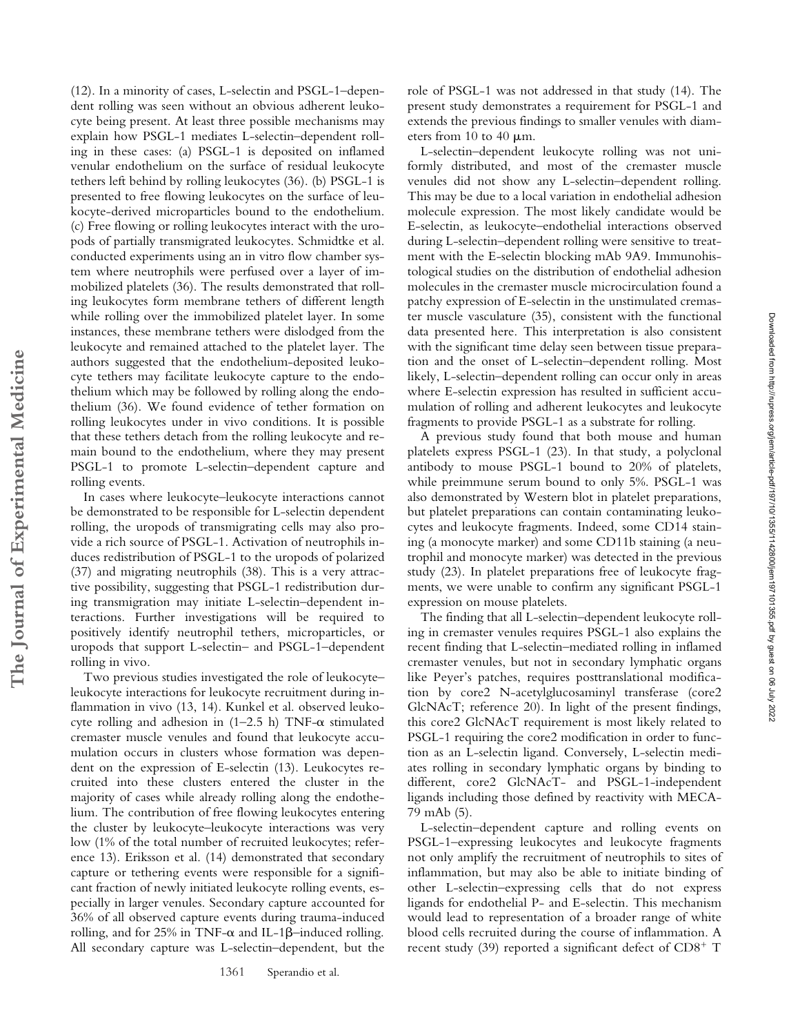(12). In a minority of cases, L-selectin and PSGL-1–dependent rolling was seen without an obvious adherent leukocyte being present. At least three possible mechanisms may explain how PSGL-1 mediates L-selectin–dependent rolling in these cases: (a) PSGL-1 is deposited on inflamed venular endothelium on the surface of residual leukocyte tethers left behind by rolling leukocytes (36). (b) PSGL-1 is presented to free flowing leukocytes on the surface of leukocyte-derived microparticles bound to the endothelium. (c) Free flowing or rolling leukocytes interact with the uropods of partially transmigrated leukocytes. Schmidtke et al. conducted experiments using an in vitro flow chamber system where neutrophils were perfused over a layer of immobilized platelets (36). The results demonstrated that rolling leukocytes form membrane tethers of different length while rolling over the immobilized platelet layer. In some instances, these membrane tethers were dislodged from the leukocyte and remained attached to the platelet layer. The authors suggested that the endothelium-deposited leukocyte tethers may facilitate leukocyte capture to the endothelium which may be followed by rolling along the endothelium (36). We found evidence of tether formation on rolling leukocytes under in vivo conditions. It is possible that these tethers detach from the rolling leukocyte and remain bound to the endothelium, where they may present PSGL-1 to promote L-selectin–dependent capture and rolling events.

In cases where leukocyte–leukocyte interactions cannot be demonstrated to be responsible for L-selectin dependent rolling, the uropods of transmigrating cells may also provide a rich source of PSGL-1. Activation of neutrophils induces redistribution of PSGL-1 to the uropods of polarized (37) and migrating neutrophils (38). This is a very attractive possibility, suggesting that PSGL-1 redistribution during transmigration may initiate L-selectin–dependent interactions. Further investigations will be required to positively identify neutrophil tethers, microparticles, or uropods that support L-selectin– and PSGL-1–dependent rolling in vivo.

Two previous studies investigated the role of leukocyte–leukocyte interactions for leukocyte recruitment during inflammation in vivo (13, 14). Kunkel et al. observed leukocyte rolling and adhesion in (1–2.5 h) TNF-α stimulated cremaster muscle venules and found that leukocyte accumulation occurs in clusters whose formation was dependent on the expression of E-selectin (13). Leukocytes recruited into these clusters entered the cluster in the majority of cases while already rolling along the endothelium. The contribution of free flowing leukocytes entering the cluster by leukocyte–leukocyte interactions was very low (1% of the total number of recruited leukocytes; reference 13). Eriksson et al. (14) demonstrated that secondary capture or tethering events were responsible for a significant fraction of newly initiated leukocyte rolling events, especially in larger venules. Secondary capture accounted for 36% of all observed capture events during trauma-induced rolling, and for 25% in TNF-α and IL-1β–induced rolling. All secondary capture was L-selectin–dependent, but the role of PSGL-1 was not addressed in that study (14). The present study demonstrates a requirement for PSGL-1 and extends the previous findings to smaller venules with diameters from 10 to 40 μm.

L-selectin–dependent leukocyte rolling was not uniformly distributed, and most of the cremaster muscle venules did not show any L-selectin–dependent rolling. This may be due to a local variation in endothelial adhesion molecule expression. The most likely candidate would be E-selectin, as leukocyte–endothelial interactions observed during L-selectin–dependent rolling were sensitive to treatment with the E-selectin blocking mAb 9A9. Immunohistological studies on the distribution of endothelial adhesion molecules in the cremaster muscle microcirculation found a patchy expression of E-selectin in the unstimulated cremaster muscle vasculature (35), consistent with the functional data presented here. This interpretation is also consistent with the significant time delay seen between tissue preparation and the onset of L-selectin–dependent rolling. Most likely, L-selectin–dependent rolling can occur only in areas where E-selectin expression has resulted in sufficient accumulation of rolling and adherent leukocytes and leukocyte fragments to provide PSGL-1 as a substrate for rolling.

A previous study found that both mouse and human platelets express PSGL-1 (23). In that study, a polyclonal antibody to mouse PSGL-1 bound to 20% of platelets, while preimmune serum bound to only 5%. PSGL-1 was also demonstrated by Western blot in platelet preparations, but platelet preparations can contain contaminating leukocytes and leukocyte fragments. Indeed, some CD14 staining (a monocyte marker) and some CD11b staining (a neutrophil and monocyte marker) was detected in the previous study (23). In platelet preparations free of leukocyte fragments, we were unable to confirm any significant PSGL-1 expression on mouse platelets.

The finding that all L-selectin–dependent leukocyte rolling in cremaster venules requires PSGL-1 also explains the recent finding that L-selectin–mediated rolling in inflamed cremaster venules, but not in secondary lymphatic organs like Peyer's patches, requires posttranslational modification by core2 N-acetylglucosaminyl transferase (core2 GlcNAcT; reference 20). In light of the present findings, this core2 GlcNAcT requirement is most likely related to PSGL-1 requiring the core2 modification in order to function as an L-selectin ligand. Conversely, L-selectin mediates rolling in secondary lymphatic organs by binding to different, core2 GlcNAcT- and PSGL-1-independent ligands including those defined by reactivity with MECA-79 mAb (5).

L-selectin–dependent capture and rolling events on PSGL-1–expressing leukocytes and leukocyte fragments not only amplify the recruitment of neutrophils to sites of inflammation, but may also be able to initiate binding of other L-selectin–expressing cells that do not express ligands for endothelial P- and E-selectin. This mechanism would lead to representation of a broader range of white blood cells recruited during the course of inflammation. A recent study (39) reported a significant defect of $CD8^+$ T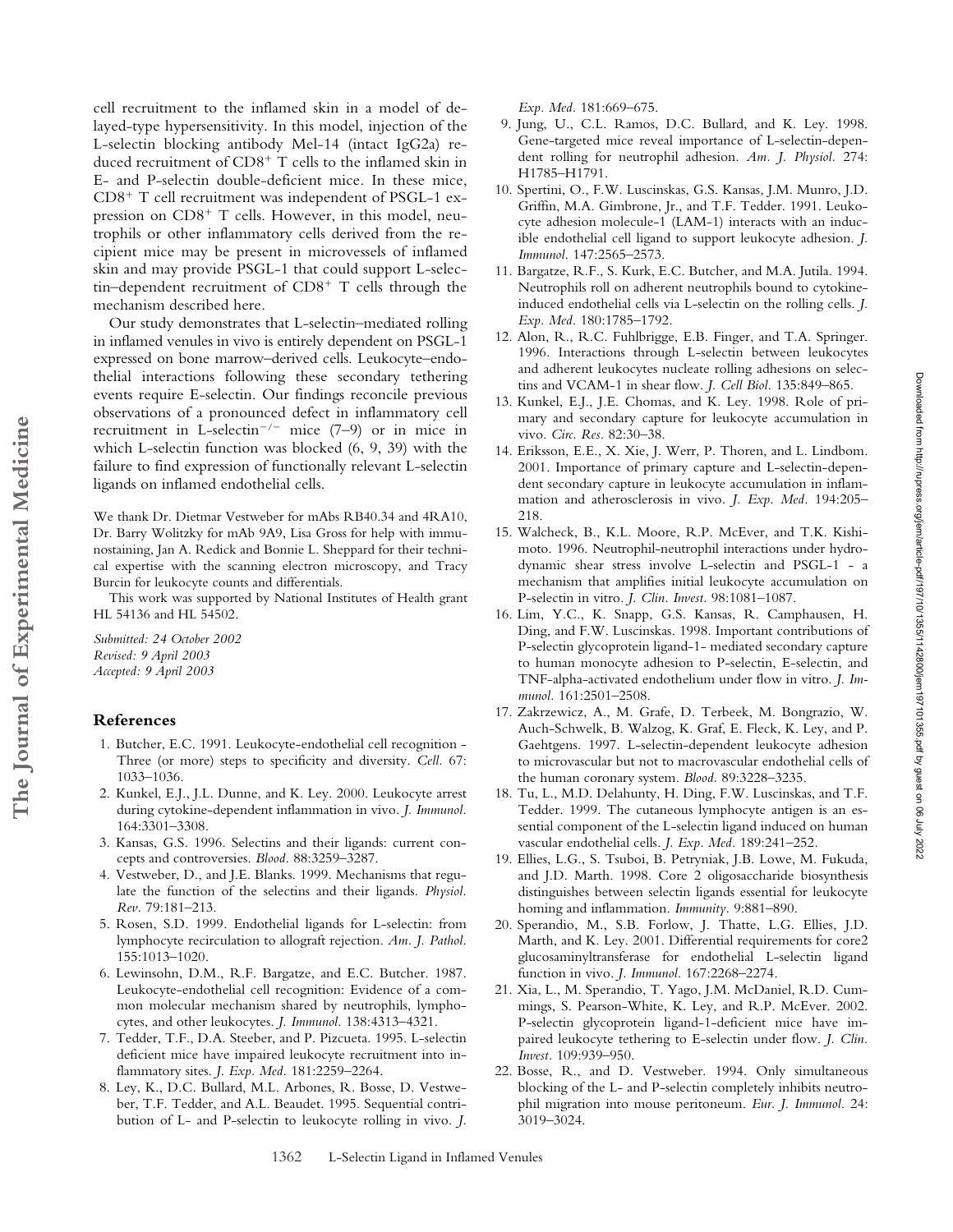cell recruitment to the inflamed skin in a model of delayed-type hypersensitivity. In this model, injection of the L-selectin blocking antibody Mel-14 (intact IgG2a) reduced recruitment of $CD8^+$ T cells to the inflamed skin in E- and P-selectin double-deficient mice. In these mice, $CD8^+$ T cell recruitment was independent of PSGL-1 expression on $CD8^+$ T cells. However, in this model, neutrophils or other inflammatory cells derived from the recipient mice may be present in microvessels of inflamed skin and may provide PSGL-1 that could support L-selectin–dependent recruitment of $CD8^+$ T cells through the mechanism described here.

Our study demonstrates that L-selectin–mediated rolling in inflamed venules in vivo is entirely dependent on PSGL-1 expressed on bone marrow–derived cells. Leukocyte–endothelial interactions following these secondary tethering events require E-selectin. Our findings reconcile previous observations of a pronounced defect in inflammatory cell recruitment in L-selectin$^{-/-}$ mice (7–9) or in mice in which L-selectin function was blocked (6, 9, 39) with the failure to find expression of functionally relevant L-selectin ligands on inflamed endothelial cells.

We thank Dr. Dietmar Vestweber for mAbs RB40.34 and 4RA10, Dr. Barry Wolitzky for mAb 9A9, Lisa Gross for help with immunostaining, Jan A. Redick and Bonnie L. Sheppard for their technical expertise with the scanning electron microscopy, and Tracy Burcin for leukocyte counts and differentials.

This work was supported by National Institutes of Health grant HL 54136 and HL 54502.

*Submitted: 24 October 2002*
*Revised: 9 April 2003*
*Accepted: 9 April 2003*

## References

1. Butcher, E.C. 1991. Leukocyte-endothelial cell recognition - Three (or more) steps to specificity and diversity. *Cell.* 67: 1033–1036.
2. Kunkel, E.J., J.L. Dunne, and K. Ley. 2000. Leukocyte arrest during cytokine-dependent inflammation in vivo. *J. Immunol.* 164:3301–3308.
3. Kansas, G.S. 1996. Selectins and their ligands: current concepts and controversies. *Blood.* 88:3259–3287.
4. Vestweber, D., and J.E. Blanks. 1999. Mechanisms that regulate the function of the selectins and their ligands. *Physiol. Rev.* 79:181–213.
5. Rosen, S.D. 1999. Endothelial ligands for L-selectin: from lymphocyte recirculation to allograft rejection. *Am. J. Pathol.* 155:1013–1020.
6. Lewinsohn, D.M., R.F. Bargatze, and E.C. Butcher. 1987. Leukocyte-endothelial cell recognition: Evidence of a common molecular mechanism shared by neutrophils, lymphocytes, and other leukocytes. *J. Immunol.* 138:4313–4321.
7. Tedder, T.F., D.A. Steeber, and P. Pizcueta. 1995. L-selectin deficient mice have impaired leukocyte recruitment into inflammatory sites. *J. Exp. Med.* 181:2259–2264.
8. Ley, K., D.C. Bullard, M.L. Arbones, R. Bosse, D. Vestweber, T.F. Tedder, and A.L. Beaudet. 1995. Sequential contribution of L- and P-selectin to leukocyte rolling in vivo. *J. Exp. Med.* 181:669–675.
9. Jung, U., C.L. Ramos, D.C. Bullard, and K. Ley. 1998. Gene-targeted mice reveal importance of L-selectin-dependent rolling for neutrophil adhesion. *Am. J. Physiol.* 274: H1785–H1791.
10. Spertini, O., F.W. Luscinskas, G.S. Kansas, J.M. Munro, J.D. Griffin, M.A. Gimbrone, Jr., and T.F. Tedder. 1991. Leukocyte adhesion molecule-1 (LAM-1) interacts with an inducible endothelial cell ligand to support leukocyte adhesion. *J. Immunol.* 147:2565–2573.
11. Bargatze, R.F., S. Kurk, E.C. Butcher, and M.A. Jutila. 1994. Neutrophils roll on adherent neutrophils bound to cytokine-induced endothelial cells via L-selectin on the rolling cells. *J. Exp. Med.* 180:1785–1792.
12. Alon, R., R.C. Fuhlbrigge, E.B. Finger, and T.A. Springer. 1996. Interactions through L-selectin between leukocytes and adherent leukocytes nucleate rolling adhesions on selectins and VCAM-1 in shear flow. *J. Cell Biol.* 135:849–865.
13. Kunkel, E.J., J.E. Chomas, and K. Ley. 1998. Role of primary and secondary capture for leukocyte accumulation in vivo. *Circ. Res.* 82:30–38.
14. Eriksson, E.E., X. Xie, J. Werr, P. Thoren, and L. Lindbom. 2001. Importance of primary capture and L-selectin-dependent secondary capture in leukocyte accumulation in inflammation and atherosclerosis in vivo. *J. Exp. Med.* 194:205–218.
15. Walcheck, B., K.L. Moore, R.P. McEver, and T.K. Kishimoto. 1996. Neutrophil-neutrophil interactions under hydrodynamic shear stress involve L-selectin and PSGL-1 - a mechanism that amplifies initial leukocyte accumulation on P-selectin in vitro. *J. Clin. Invest.* 98:1081–1087.
16. Lim, Y.C., K. Snapp, G.S. Kansas, R. Camphausen, H. Ding, and F.W. Luscinskas. 1998. Important contributions of P-selectin glycoprotein ligand-1- mediated secondary capture to human monocyte adhesion to P-selectin, E-selectin, and TNF-alpha-activated endothelium under flow in vitro. *J. Immunol.* 161:2501–2508.
17. Zakrzewicz, A., M. Grafe, D. Terbeek, M. Bongrazio, W. Auch-Schwelk, B. Walzog, K. Graf, E. Fleck, K. Ley, and P. Gaehtgens. 1997. L-selectin-dependent leukocyte adhesion to microvascular but not to macrovascular endothelial cells of the human coronary system. *Blood.* 89:3228–3235.
18. Tu, L., M.D. Delahunty, H. Ding, F.W. Luscinskas, and T.F. Tedder. 1999. The cutaneous lymphocyte antigen is an essential component of the L-selectin ligand induced on human vascular endothelial cells. *J. Exp. Med.* 189:241–252.
19. Ellies, L.G., S. Tsuboi, B. Petryniak, J.B. Lowe, M. Fukuda, and J.D. Marth. 1998. Core 2 oligosaccharide biosynthesis distinguishes between selectin ligands essential for leukocyte homing and inflammation. *Immunity.* 9:881–890.
20. Sperandio, M., S.B. Forlow, J. Thatte, L.G. Ellies, J.D. Marth, and K. Ley. 2001. Differential requirements for core2 glucosaminyltransferase for endothelial L-selectin ligand function in vivo. *J. Immunol.* 167:2268–2274.
21. Xia, L., M. Sperandio, T. Yago, J.M. McDaniel, R.D. Cummings, S. Pearson-White, K. Ley, and R.P. McEver. 2002. P-selectin glycoprotein ligand-1-deficient mice have impaired leukocyte tethering to E-selectin under flow. *J. Clin. Invest.* 109:939–950.
22. Bosse, R., and D. Vestweber. 1994. Only simultaneous blocking of the L- and P-selectin completely inhibits neutrophil migration into mouse peritoneum. *Eur. J. Immunol.* 24: 3019–3024.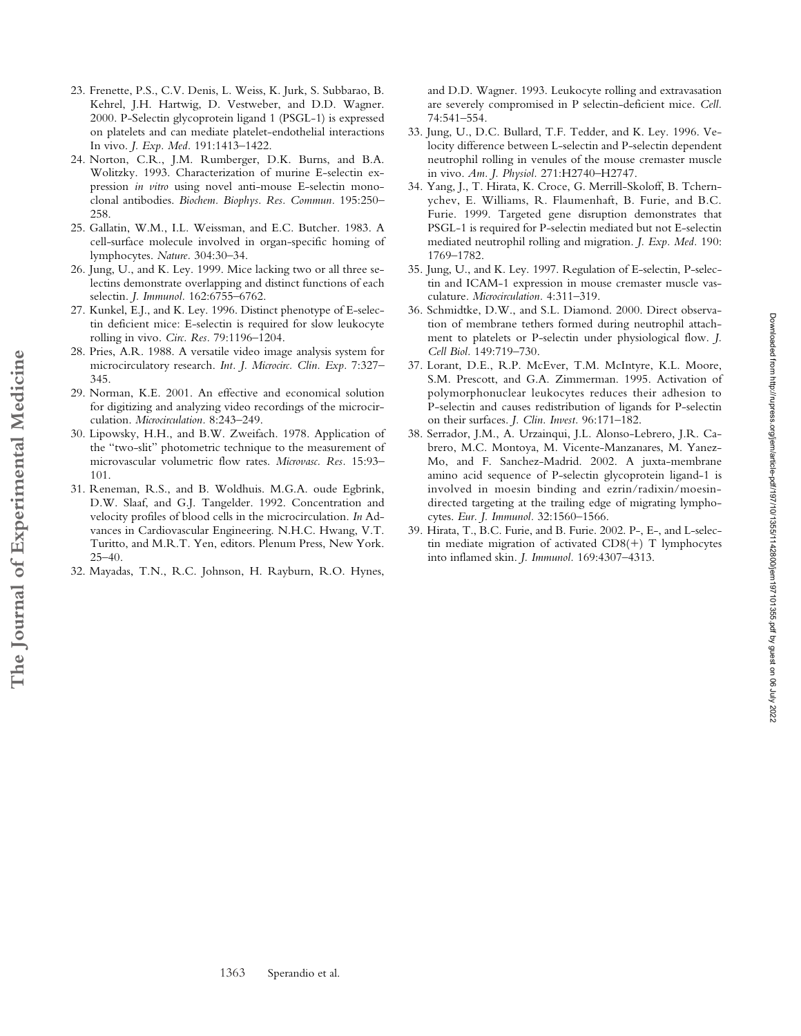23. Frenette, P.S., C.V. Denis, L. Weiss, K. Jurk, S. Subbarao, B. Kehrel, J.H. Hartwig, D. Vestweber, and D.D. Wagner. 2000. P-Selectin glycoprotein ligand 1 (PSGL-1) is expressed on platelets and can mediate platelet-endothelial interactions In vivo. *J. Exp. Med.* 191:1413–1422.
24. Norton, C.R., J.M. Rumberger, D.K. Burns, and B.A. Wolitzky. 1993. Characterization of murine E-selectin expression *in vitro* using novel anti-mouse E-selectin monoclonal antibodies. *Biochem. Biophys. Res. Commun.* 195:250–258.
25. Gallatin, W.M., I.L. Weissman, and E.C. Butcher. 1983. A cell-surface molecule involved in organ-specific homing of lymphocytes. *Nature.* 304:30–34.
26. Jung, U., and K. Ley. 1999. Mice lacking two or all three selectins demonstrate overlapping and distinct functions of each selectin. *J. Immunol.* 162:6755–6762.
27. Kunkel, E.J., and K. Ley. 1996. Distinct phenotype of E-selectin deficient mice: E-selectin is required for slow leukocyte rolling in vivo. *Circ. Res.* 79:1196–1204.
28. Pries, A.R. 1988. A versatile video image analysis system for microcirculatory research. *Int. J. Microcirc. Clin. Exp.* 7:327–345.
29. Norman, K.E. 2001. An effective and economical solution for digitizing and analyzing video recordings of the microcirculation. *Microcirculation.* 8:243–249.
30. Lipowsky, H.H., and B.W. Zweifach. 1978. Application of the "two-slit" photometric technique to the measurement of microvascular volumetric flow rates. *Microvasc. Res.* 15:93–101.
31. Reneman, R.S., and B. Woldhuis. M.G.A. oude Egbrink, D.W. Slaaf, and G.J. Tangelder. 1992. Concentration and velocity profiles of blood cells in the microcirculation. *In* Advances in Cardiovascular Engineering. N.H.C. Hwang, V.T. Turitto, and M.R.T. Yen, editors. Plenum Press, New York. 25–40.
32. Mayadas, T.N., R.C. Johnson, H. Rayburn, R.O. Hynes, and D.D. Wagner. 1993. Leukocyte rolling and extravasation are severely compromised in P selectin-deficient mice. *Cell.* 74:541–554.
33. Jung, U., D.C. Bullard, T.F. Tedder, and K. Ley. 1996. Velocity difference between L-selectin and P-selectin dependent neutrophil rolling in venules of the mouse cremaster muscle in vivo. *Am. J. Physiol.* 271:H2740–H2747.
34. Yang, J., T. Hirata, K. Croce, G. Merrill-Skoloff, B. Tchernychev, E. Williams, R. Flaumenhaft, B. Furie, and B.C. Furie. 1999. Targeted gene disruption demonstrates that PSGL-1 is required for P-selectin mediated but not E-selectin mediated neutrophil rolling and migration. *J. Exp. Med.* 190: 1769–1782.
35. Jung, U., and K. Ley. 1997. Regulation of E-selectin, P-selectin and ICAM-1 expression in mouse cremaster muscle vasculature. *Microcirculation.* 4:311–319.
36. Schmidtke, D.W., and S.L. Diamond. 2000. Direct observation of membrane tethers formed during neutrophil attachment to platelets or P-selectin under physiological flow. *J. Cell Biol.* 149:719–730.
37. Lorant, D.E., R.P. McEver, T.M. McIntyre, K.L. Moore, S.M. Prescott, and G.A. Zimmerman. 1995. Activation of polymorphonuclear leukocytes reduces their adhesion to P-selectin and causes redistribution of ligands for P-selectin on their surfaces. *J. Clin. Invest.* 96:171–182.
38. Serrador, J.M., A. Urzainqui, J.L. Alonso-Lebrero, J.R. Cabrero, M.C. Montoya, M. Vicente-Manzanares, M. Yanez-Mo, and F. Sanchez-Madrid. 2002. A juxta-membrane amino acid sequence of P-selectin glycoprotein ligand-1 is involved in moesin binding and ezrin/radixin/moesin-directed targeting at the trailing edge of migrating lymphocytes. *Eur. J. Immunol.* 32:1560–1566.
39. Hirata, T., B.C. Furie, and B. Furie. 2002. P-, E-, and L-selectin mediate migration of activated CD8(+) T lymphocytes into inflamed skin. *J. Immunol.* 169:4307–4313.